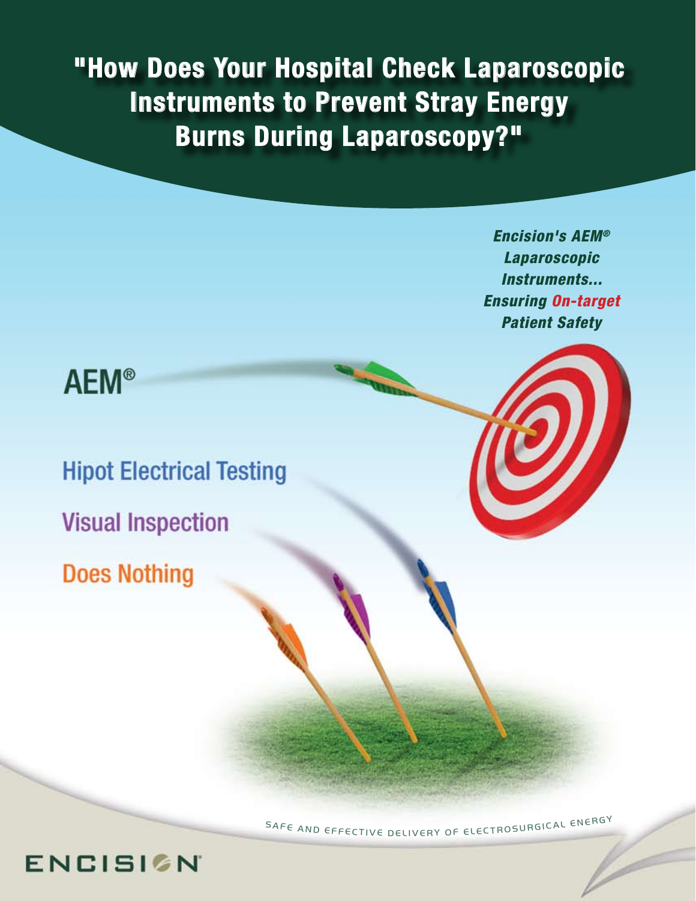# "How Does Your Hospital Check Laparoscopic Instruments to Prevent Stray Energy Burns During Laparoscopy?"

***Encision's AEM® Laparoscopic Instruments... Ensuring On-target Patient Safety***

AEM®

Hipot Electrical Testing

Visual Inspection

Does Nothing

SAFE AND EFFECTIVE DELIVERY OF ELECTROSURGICAL ENERGY

ENCISION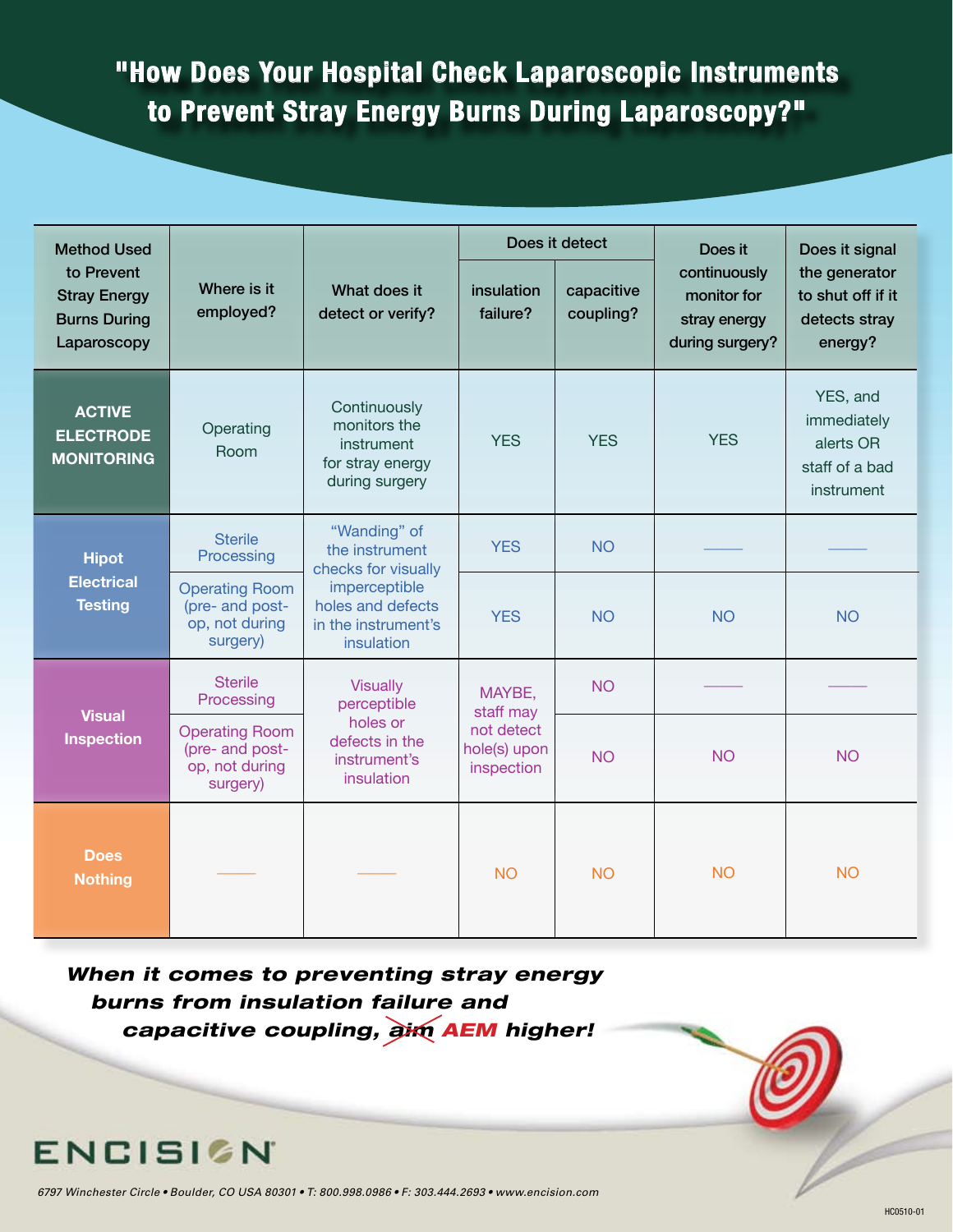# "How Does Your Hospital Check Laparoscopic Instruments to Prevent Stray Energy Burns During Laparoscopy?"

| Method Used to Prevent Stray Energy Burns During Laparoscopy | Where is it employed? | What does it detect or verify? | Does it detect | | Does it continuously monitor for stray energy during surgery? | Does it signal the generator to shut off if it detects stray energy? |
|---|---|---|---|---|---|---|
| | | | insulation failure? | capacitive coupling? | | |
| **ACTIVE ELECTRODE MONITORING** | Operating Room | Continuously monitors the instrument for stray energy during surgery | YES | YES | YES | YES, and immediately alerts OR staff of a bad instrument |
| **Hipot Electrical Testing** | Sterile Processing | "Wanding" of the instrument checks for visually imperceptible holes and defects in the instrument's insulation | YES | NO | —— | —— |
| | Operating Room (pre- and post-op, not during surgery) | | YES | NO | NO | NO |
| **Visual Inspection** | Sterile Processing | Visually perceptible holes or defects in the instrument's insulation | MAYBE, staff may not detect hole(s) upon inspection | NO | —— | —— |
| | Operating Room (pre- and post-op, not during surgery) | | | NO | NO | NO |
| **Does Nothing** | —— | —— | NO | NO | NO | NO |

***When it comes to preventing stray energy burns from insulation failure and capacitive coupling, ~~aim~~ AEM higher!***

ENCISION

*6797 Winchester Circle • Boulder, CO USA 80301 • T: 800.998.0986 • F: 303.444.2693 • www.encision.com*

HC0510-01